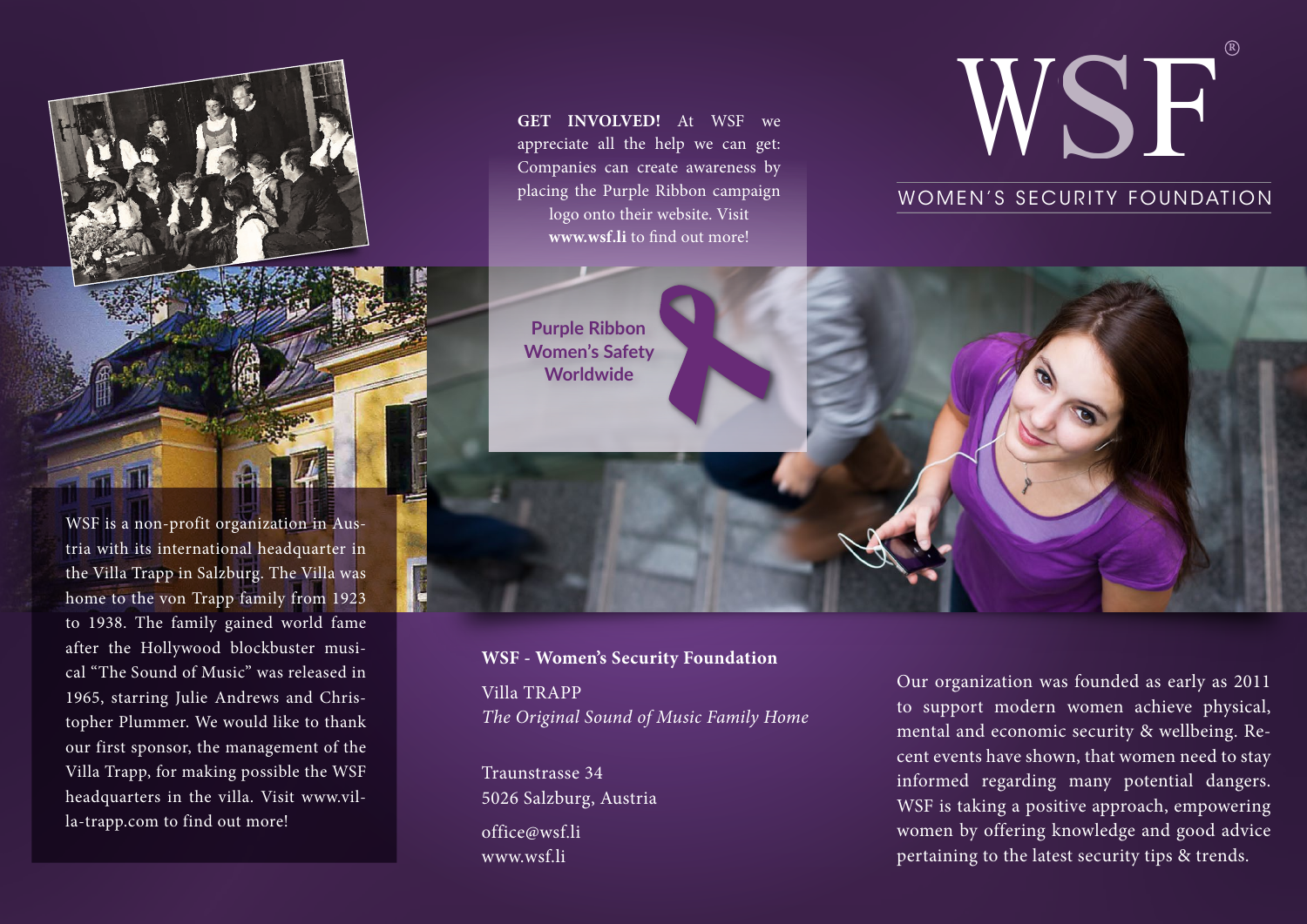# WSF®

## WOMEN´S SECURITY FOUNDATION

**GET INVOLVED!** At WSF we appreciate all the help we can get: Companies can create awareness by placing the Purple Ribbon campaign logo onto their website. Visit **www.wsf.li** to find out more!

**Purple Ribbon Women's Safety Worldwide**

WSF is a non-profit organization in Austria with its international headquarter in the Villa Trapp in Salzburg. The Villa was home to the von Trapp family from 1923 to 1938. The family gained world fame after the Hollywood blockbuster musical "The Sound of Music" was released in 1965, starring Julie Andrews and Christopher Plummer. We would like to thank our first sponsor, the management of the Villa Trapp, for making possible the WSF headquarters in the villa. Visit www.villa-trapp.com to find out more!

**WSF - Women's Security Foundation**

Villa TRAPP
*The Original Sound of Music Family Home*

Traunstrasse 34
5026 Salzburg, Austria

office@wsf.li
www.wsf.li

Our organization was founded as early as 2011 to support modern women achieve physical, mental and economic security & wellbeing. Recent events have shown, that women need to stay informed regarding many potential dangers. WSF is taking a positive approach, empowering women by offering knowledge and good advice pertaining to the latest security tips & trends.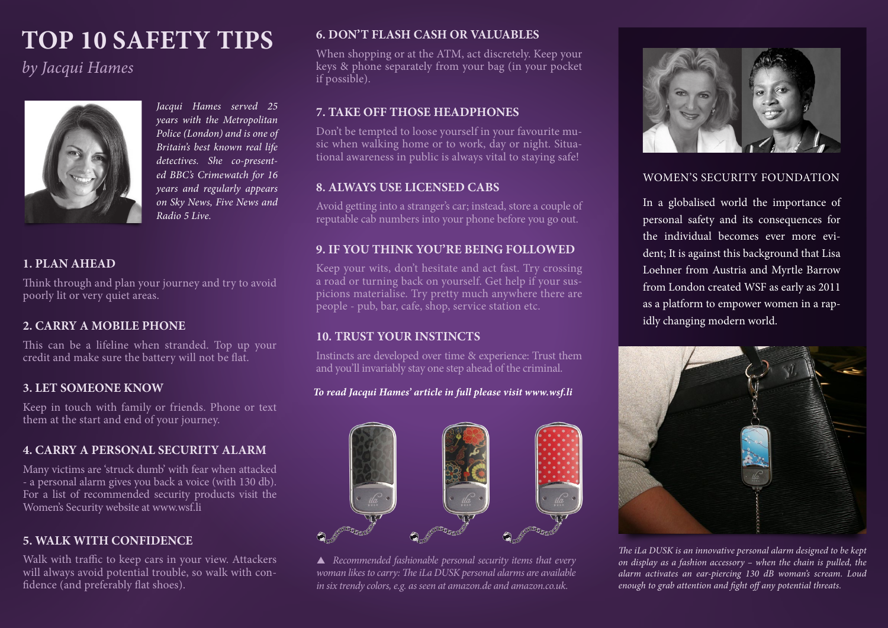# TOP 10 SAFETY TIPS

*by Jacqui Hames*

*Jacqui Hames served 25 years with the Metropolitan Police (London) and is one of Britain's best known real life detectives. She co-presented BBC's Crimewatch for 16 years and regularly appears on Sky News, Five News and Radio 5 Live.*

### 1. PLAN AHEAD

Think through and plan your journey and try to avoid poorly lit or very quiet areas.

### 2. CARRY A MOBILE PHONE

This can be a lifeline when stranded. Top up your credit and make sure the battery will not be flat.

### 3. LET SOMEONE KNOW

Keep in touch with family or friends. Phone or text them at the start and end of your journey.

### 4. CARRY A PERSONAL SECURITY ALARM

Many victims are 'struck dumb' with fear when attacked - a personal alarm gives you back a voice (with 130 db). For a list of recommended security products visit the Women's Security website at www.wsf.li

### 5. WALK WITH CONFIDENCE

Walk with traffic to keep cars in your view. Attackers will always avoid potential trouble, so walk with confidence (and preferably flat shoes).

### 6. DON'T FLASH CASH OR VALUABLES

When shopping or at the ATM, act discretely. Keep your keys & phone separately from your bag (in your pocket if possible).

### 7. TAKE OFF THOSE HEADPHONES

Don't be tempted to loose yourself in your favourite music when walking home or to work, day or night. Situational awareness in public is always vital to staying safe!

### 8. ALWAYS USE LICENSED CABS

Avoid getting into a stranger's car; instead, store a couple of reputable cab numbers into your phone before you go out.

### 9. IF YOU THINK YOU'RE BEING FOLLOWED

Keep your wits, don't hesitate and act fast. Try crossing a road or turning back on yourself. Get help if your suspicions materialise. Try pretty much anywhere there are people - pub, bar, cafe, shop, service station etc.

### 10. TRUST YOUR INSTINCTS

Instincts are developed over time & experience: Trust them and you'll invariably stay one step ahead of the criminal.

***To read Jacqui Hames' article in full please visit www.wsf.li***

▲ *Recommended fashionable personal security items that every woman likes to carry: The iLa DUSK personal alarms are available in six trendy colors, e.g. as seen at amazon.de and amazon.co.uk.*

## WOMEN'S SECURITY FOUNDATION

In a globalised world the importance of personal safety and its consequences for the individual becomes ever more evident; It is against this background that Lisa Loehner from Austria and Myrtle Barrow from London created WSF as early as 2011 as a platform to empower women in a rapidly changing modern world.

*The iLa DUSK is an innovative personal alarm designed to be kept on display as a fashion accessory – when the chain is pulled, the alarm activates an ear-piercing 130 dB woman's scream. Loud enough to grab attention and fight off any potential threats.*